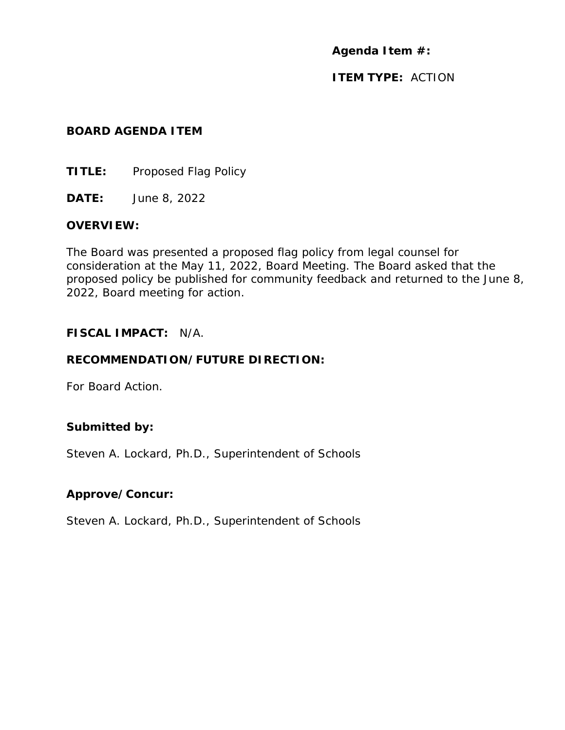**Agenda Item #:**

**ITEM TYPE:** ACTION

**BOARD AGENDA ITEM**

**TITLE:** Proposed Flag Policy

**DATE:** June 8, 2022

**OVERVIEW:**

The Board was presented a proposed flag policy from legal counsel for consideration at the May 11, 2022, Board Meeting. The Board asked that the proposed policy be published for community feedback and returned to the June 8, 2022, Board meeting for action.

**FISCAL IMPACT:** N/A.

**RECOMMENDATION/FUTURE DIRECTION:**

For Board Action.

**Submitted by:**

Steven A. Lockard, Ph.D., Superintendent of Schools

**Approve/Concur:**

Steven A. Lockard, Ph.D., Superintendent of Schools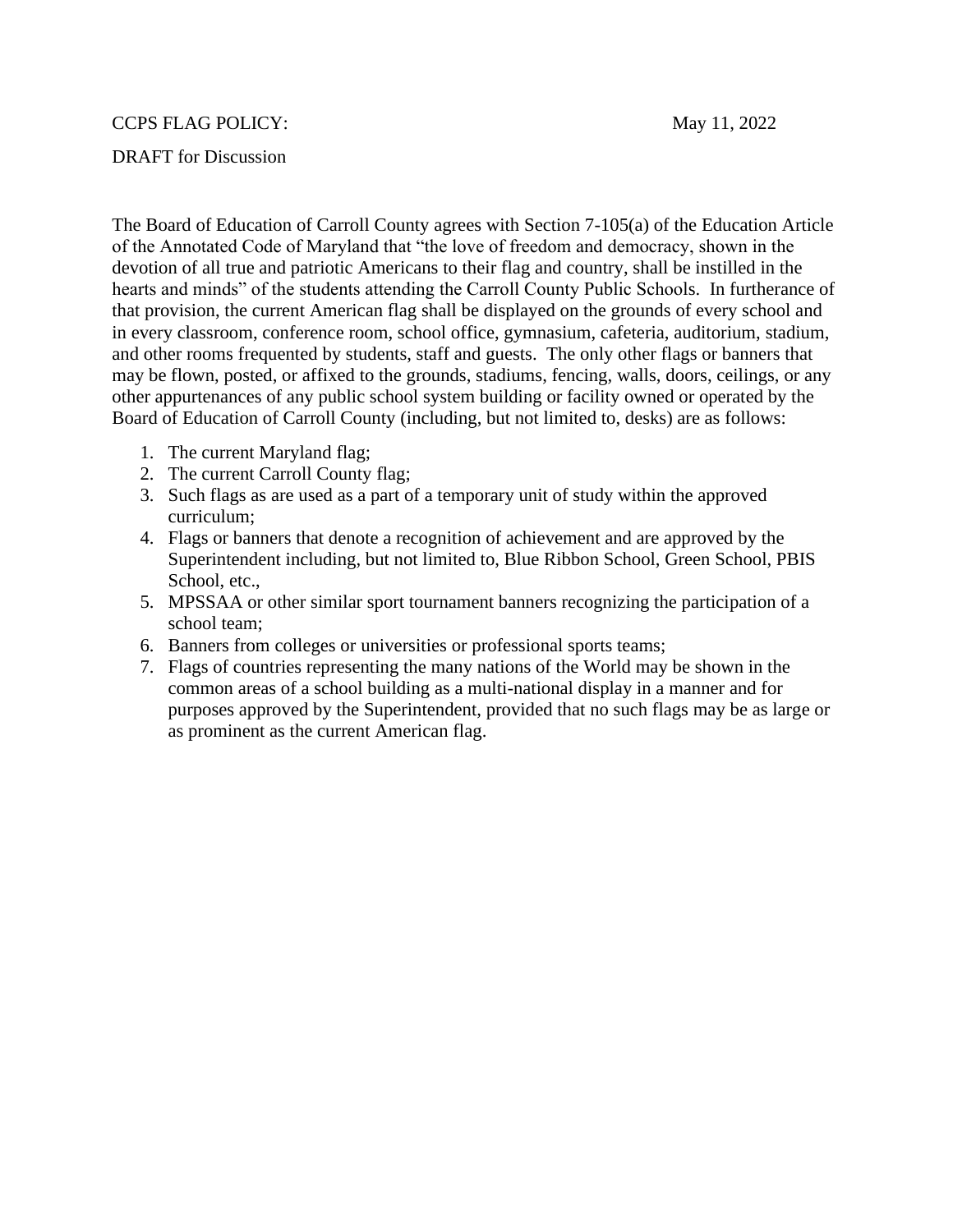CCPS FLAG POLICY: May 11, 2022

DRAFT for Discussion

The Board of Education of Carroll County agrees with Section 7-105(a) of the Education Article of the Annotated Code of Maryland that "the love of freedom and democracy, shown in the devotion of all true and patriotic Americans to their flag and country, shall be instilled in the hearts and minds" of the students attending the Carroll County Public Schools. In furtherance of that provision, the current American flag shall be displayed on the grounds of every school and in every classroom, conference room, school office, gymnasium, cafeteria, auditorium, stadium, and other rooms frequented by students, staff and guests. The only other flags or banners that may be flown, posted, or affixed to the grounds, stadiums, fencing, walls, doors, ceilings, or any other appurtenances of any public school system building or facility owned or operated by the Board of Education of Carroll County (including, but not limited to, desks) are as follows:

1. The current Maryland flag;
2. The current Carroll County flag;
3. Such flags as are used as a part of a temporary unit of study within the approved curriculum;
4. Flags or banners that denote a recognition of achievement and are approved by the Superintendent including, but not limited to, Blue Ribbon School, Green School, PBIS School, etc.,
5. MPSSAA or other similar sport tournament banners recognizing the participation of a school team;
6. Banners from colleges or universities or professional sports teams;
7. Flags of countries representing the many nations of the World may be shown in the common areas of a school building as a multi-national display in a manner and for purposes approved by the Superintendent, provided that no such flags may be as large or as prominent as the current American flag.